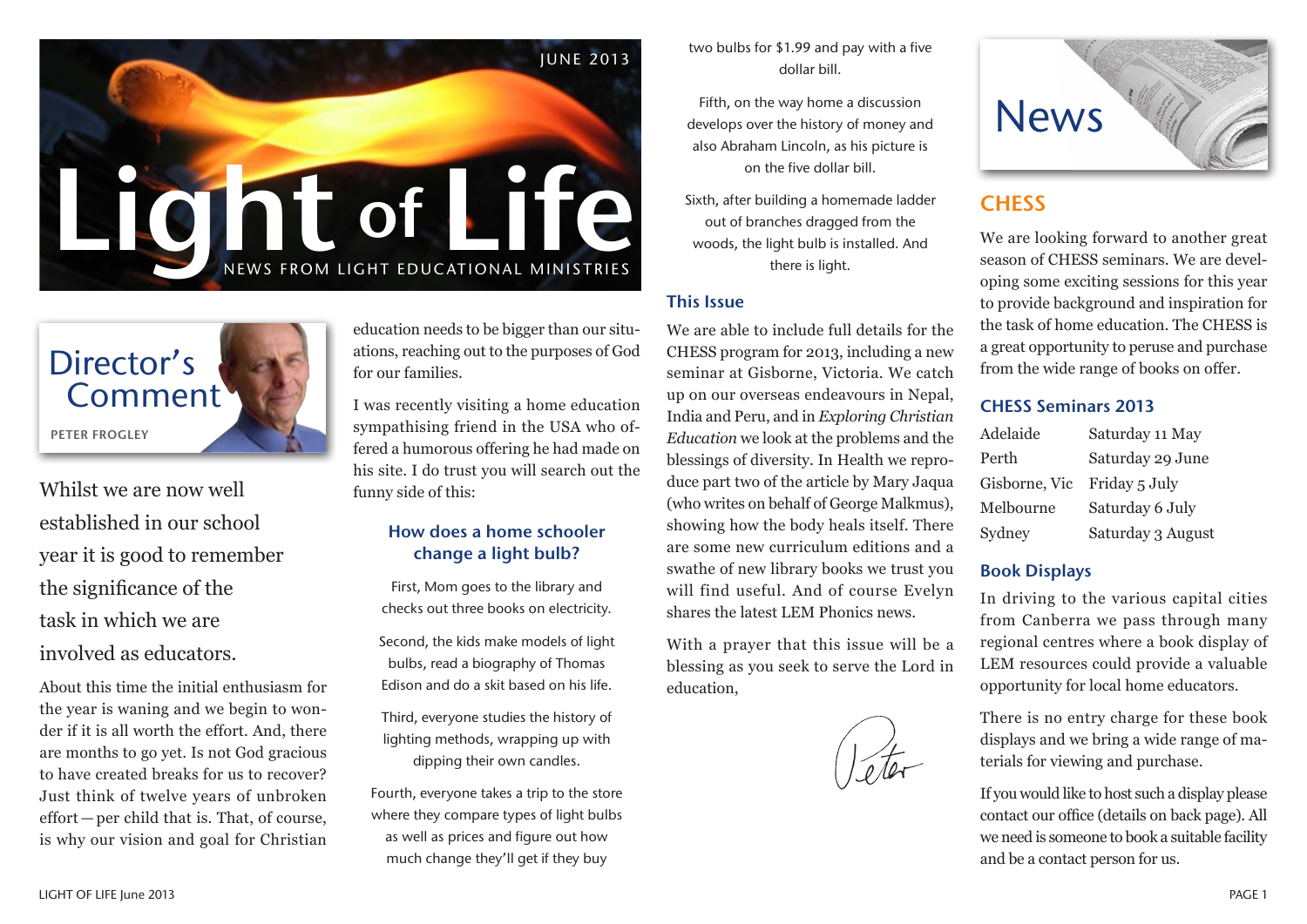JUNE 2013

# Light of Life

NEWS FROM LIGHT EDUCATIONAL MINISTRIES

## Director's Comment

PETER FROGLEY

Whilst we are now well established in our school year it is good to remember the significance of the task in which we are involved as educators.

About this time the initial enthusiasm for the year is waning and we begin to wonder if it is all worth the effort. And, there are months to go yet. Is not God gracious to have created breaks for us to recover? Just think of twelve years of unbroken effort—per child that is. That, of course, is why our vision and goal for Christian education needs to be bigger than our situations, reaching out to the purposes of God for our families.

I was recently visiting a home education sympathising friend in the USA who offered a humorous offering he had made on his site. I do trust you will search out the funny side of this:

### How does a home schooler change a light bulb?

First, Mom goes to the library and checks out three books on electricity.

Second, the kids make models of light bulbs, read a biography of Thomas Edison and do a skit based on his life.

Third, everyone studies the history of lighting methods, wrapping up with dipping their own candles.

Fourth, everyone takes a trip to the store where they compare types of light bulbs as well as prices and figure out how much change they'll get if they buy two bulbs for $1.99 and pay with a five dollar bill.

Fifth, on the way home a discussion develops over the history of money and also Abraham Lincoln, as his picture is on the five dollar bill.

Sixth, after building a homemade ladder out of branches dragged from the woods, the light bulb is installed. And there is light.

### This Issue

We are able to include full details for the CHESS program for 2013, including a new seminar at Gisborne, Victoria. We catch up on our overseas endeavours in Nepal, India and Peru, and in *Exploring Christian Education* we look at the problems and the blessings of diversity. In Health we reproduce part two of the article by Mary Jaqua (who writes on behalf of George Malkmus), showing how the body heals itself. There are some new curriculum editions and a swathe of new library books we trust you will find useful. And of course Evelyn shares the latest LEM Phonics news.

With a prayer that this issue will be a blessing as you seek to serve the Lord in education,

Peter

# News

## CHESS

We are looking forward to another great season of CHESS seminars. We are developing some exciting sessions for this year to provide background and inspiration for the task of home education. The CHESS is a great opportunity to peruse and purchase from the wide range of books on offer.

### CHESS Seminars 2013

| | |
|---|---|
| Adelaide | Saturday 11 May |
| Perth | Saturday 29 June |
| Gisborne, Vic | Friday 5 July |
| Melbourne | Saturday 6 July |
| Sydney | Saturday 3 August |

### Book Displays

In driving to the various capital cities from Canberra we pass through many regional centres where a book display of LEM resources could provide a valuable opportunity for local home educators.

There is no entry charge for these book displays and we bring a wide range of materials for viewing and purchase.

If you would like to host such a display please contact our office (details on back page). All we need is someone to book a suitable facility and be a contact person for us.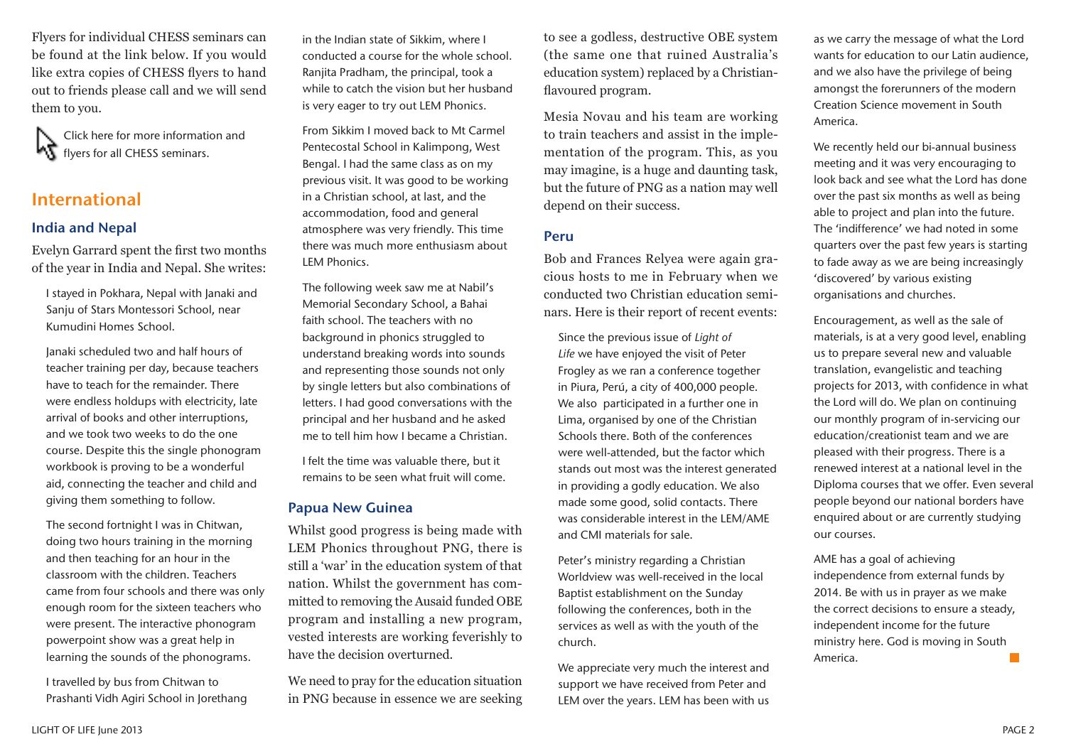Flyers for individual CHESS seminars can be found at the link below. If you would like extra copies of CHESS flyers to hand out to friends please call and we will send them to you.

Click here for more information and flyers for all CHESS seminars.

## International

### India and Nepal

Evelyn Garrard spent the first two months of the year in India and Nepal. She writes:

> I stayed in Pokhara, Nepal with Janaki and Sanju of Stars Montessori School, near Kumudini Homes School.
>
> Janaki scheduled two and half hours of teacher training per day, because teachers have to teach for the remainder. There were endless holdups with electricity, late arrival of books and other interruptions, and we took two weeks to do the one course. Despite this the single phonogram workbook is proving to be a wonderful aid, connecting the teacher and child and giving them something to follow.
>
> The second fortnight I was in Chitwan, doing two hours training in the morning and then teaching for an hour in the classroom with the children. Teachers came from four schools and there was only enough room for the sixteen teachers who were present. The interactive phonogram powerpoint show was a great help in learning the sounds of the phonograms.
>
> I travelled by bus from Chitwan to Prashanti Vidh Agiri School in Jorethang in the Indian state of Sikkim, where I conducted a course for the whole school. Ranjita Pradham, the principal, took a while to catch the vision but her husband is very eager to try out LEM Phonics.
>
> From Sikkim I moved back to Mt Carmel Pentecostal School in Kalimpong, West Bengal. I had the same class as on my previous visit. It was good to be working in a Christian school, at last, and the accommodation, food and general atmosphere was very friendly. This time there was much more enthusiasm about LEM Phonics.
>
> The following week saw me at Nabil's Memorial Secondary School, a Bahai faith school. The teachers with no background in phonics struggled to understand breaking words into sounds and representing those sounds not only by single letters but also combinations of letters. I had good conversations with the principal and her husband and he asked me to tell him how I became a Christian.
>
> I felt the time was valuable there, but it remains to be seen what fruit will come.

### Papua New Guinea

Whilst good progress is being made with LEM Phonics throughout PNG, there is still a 'war' in the education system of that nation. Whilst the government has committed to removing the Ausaid funded OBE program and installing a new program, vested interests are working feverishly to have the decision overturned.

We need to pray for the education situation in PNG because in essence we are seeking to see a godless, destructive OBE system (the same one that ruined Australia's education system) replaced by a Christian-flavoured program.

Mesia Novau and his team are working to train teachers and assist in the implementation of the program. This, as you may imagine, is a huge and daunting task, but the future of PNG as a nation may well depend on their success.

### Peru

Bob and Frances Relyea were again gracious hosts to me in February when we conducted two Christian education seminars. Here is their report of recent events:

> Since the previous issue of *Light of Life* we have enjoyed the visit of Peter Frogley as we ran a conference together in Piura, Perú, a city of 400,000 people. We also participated in a further one in Lima, organised by one of the Christian Schools there. Both of the conferences were well-attended, but the factor which stands out most was the interest generated in providing a godly education. We also made some good, solid contacts. There was considerable interest in the LEM/AME and CMI materials for sale.
>
> Peter's ministry regarding a Christian Worldview was well-received in the local Baptist establishment on the Sunday following the conferences, both in the services as well as with the youth of the church.
>
> We appreciate very much the interest and support we have received from Peter and LEM over the years. LEM has been with us as we carry the message of what the Lord wants for education to our Latin audience, and we also have the privilege of being amongst the forerunners of the modern Creation Science movement in South America.
>
> We recently held our bi-annual business meeting and it was very encouraging to look back and see what the Lord has done over the past six months as well as being able to project and plan into the future. The 'indifference' we had noted in some quarters over the past few years is starting to fade away as we are being increasingly 'discovered' by various existing organisations and churches.
>
> Encouragement, as well as the sale of materials, is at a very good level, enabling us to prepare several new and valuable translation, evangelistic and teaching projects for 2013, with confidence in what the Lord will do. We plan on continuing our monthly program of in-servicing our education/creationist team and we are pleased with their progress. There is a renewed interest at a national level in the Diploma courses that we offer. Even several people beyond our national borders have enquired about or are currently studying our courses.
>
> AME has a goal of achieving independence from external funds by 2014. Be with us in prayer as we make the correct decisions to ensure a steady, independent income for the future ministry here. God is moving in South America.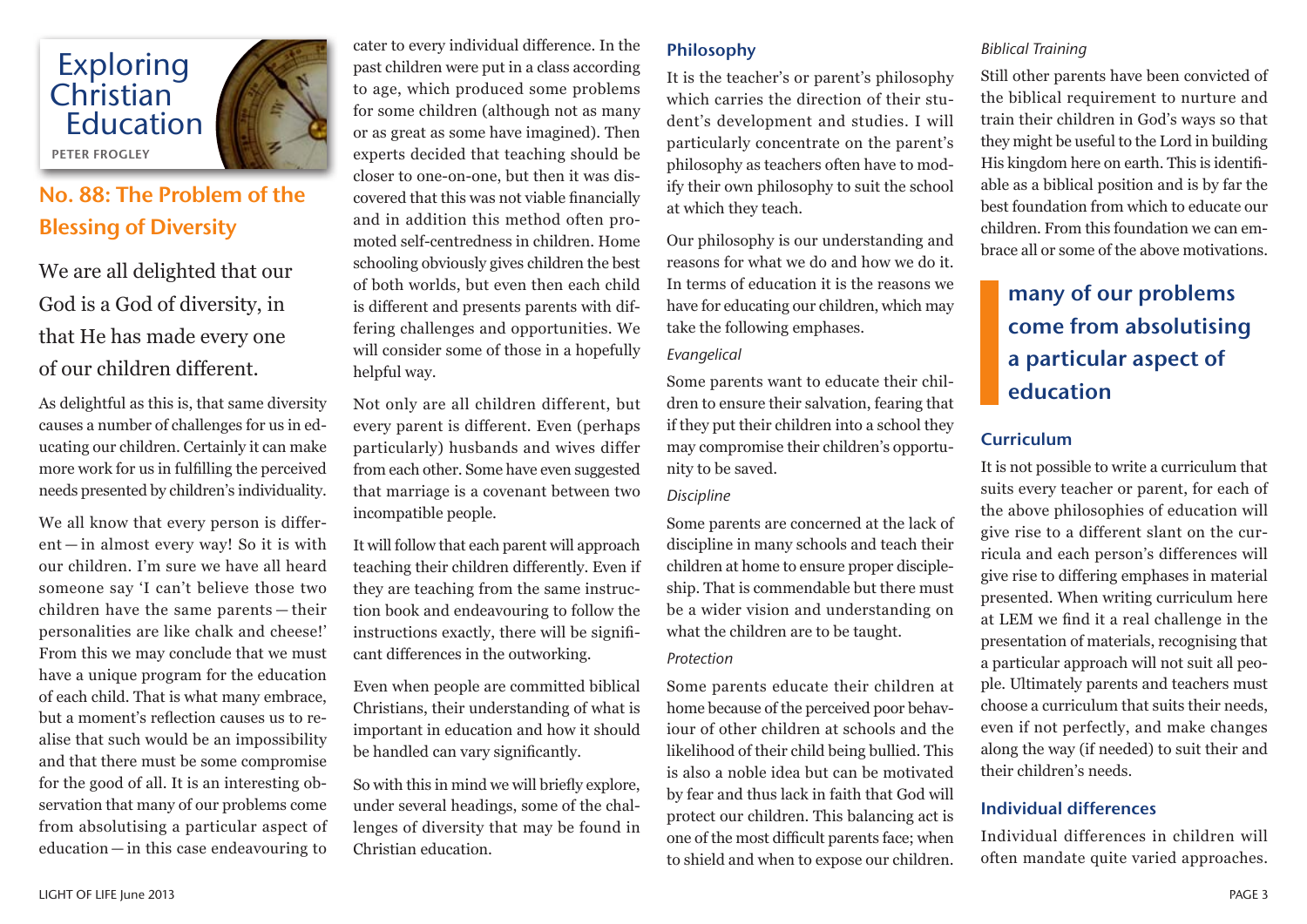# Exploring Christian Education

**PETER FROGLEY**

## No. 88: The Problem of the Blessing of Diversity

We are all delighted that our God is a God of diversity, in that He has made every one of our children different.

As delightful as this is, that same diversity causes a number of challenges for us in educating our children. Certainly it can make more work for us in fulfilling the perceived needs presented by children's individuality.

We all know that every person is different — in almost every way! So it is with our children. I'm sure we have all heard someone say 'I can't believe those two children have the same parents — their personalities are like chalk and cheese!' From this we may conclude that we must have a unique program for the education of each child. That is what many embrace, but a moment's reflection causes us to realise that such would be an impossibility and that there must be some compromise for the good of all. It is an interesting observation that many of our problems come from absolutising a particular aspect of education — in this case endeavouring to cater to every individual difference. In the past children were put in a class according to age, which produced some problems for some children (although not as many or as great as some have imagined). Then experts decided that teaching should be closer to one-on-one, but then it was discovered that this was not viable financially and in addition this method often promoted self-centredness in children. Home schooling obviously gives children the best of both worlds, but even then each child is different and presents parents with differing challenges and opportunities. We will consider some of those in a hopefully helpful way.

Not only are all children different, but every parent is different. Even (perhaps particularly) husbands and wives differ from each other. Some have even suggested that marriage is a covenant between two incompatible people.

It will follow that each parent will approach teaching their children differently. Even if they are teaching from the same instruction book and endeavouring to follow the instructions exactly, there will be significant differences in the outworking.

Even when people are committed biblical Christians, their understanding of what is important in education and how it should be handled can vary significantly.

So with this in mind we will briefly explore, under several headings, some of the challenges of diversity that may be found in Christian education.

### Philosophy

It is the teacher's or parent's philosophy which carries the direction of their student's development and studies. I will particularly concentrate on the parent's philosophy as teachers often have to modify their own philosophy to suit the school at which they teach.

Our philosophy is our understanding and reasons for what we do and how we do it. In terms of education it is the reasons we have for educating our children, which may take the following emphases.

*Evangelical*

Some parents want to educate their children to ensure their salvation, fearing that if they put their children into a school they may compromise their children's opportunity to be saved.

*Discipline*

Some parents are concerned at the lack of discipline in many schools and teach their children at home to ensure proper discipleship. That is commendable but there must be a wider vision and understanding on what the children are to be taught.

*Protection*

Some parents educate their children at home because of the perceived poor behaviour of other children at schools and the likelihood of their child being bullied. This is also a noble idea but can be motivated by fear and thus lack in faith that God will protect our children. This balancing act is one of the most difficult parents face; when to shield and when to expose our children.

*Biblical Training*

Still other parents have been convicted of the biblical requirement to nurture and train their children in God's ways so that they might be useful to the Lord in building His kingdom here on earth. This is identifiable as a biblical position and is by far the best foundation from which to educate our children. From this foundation we can embrace all or some of the above motivations.

> **many of our problems come from absolutising a particular aspect of education**

### Curriculum

It is not possible to write a curriculum that suits every teacher or parent, for each of the above philosophies of education will give rise to a different slant on the curricula and each person's differences will give rise to differing emphases in material presented. When writing curriculum here at LEM we find it a real challenge in the presentation of materials, recognising that a particular approach will not suit all people. Ultimately parents and teachers must choose a curriculum that suits their needs, even if not perfectly, and make changes along the way (if needed) to suit their and their children's needs.

### Individual differences

Individual differences in children will often mandate quite varied approaches.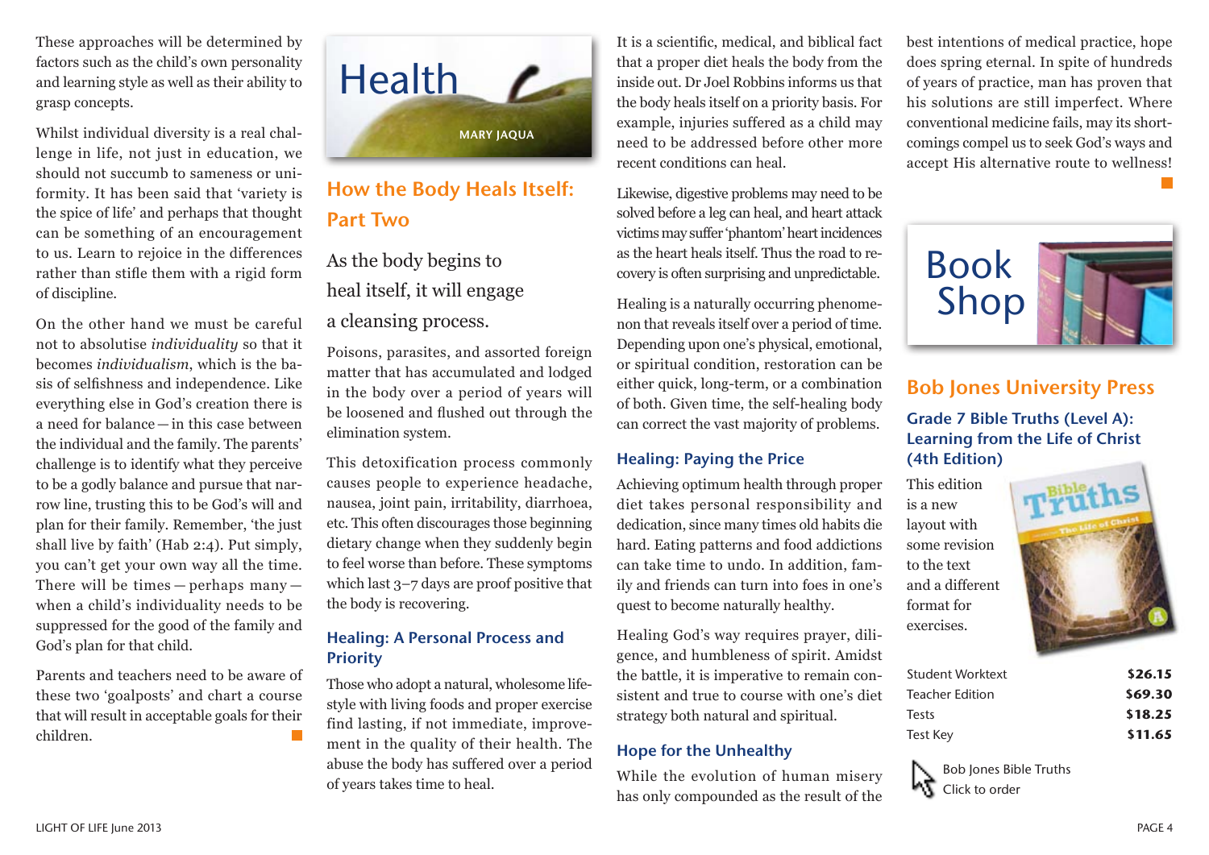These approaches will be determined by factors such as the child's own personality and learning style as well as their ability to grasp concepts.

Whilst individual diversity is a real challenge in life, not just in education, we should not succumb to sameness or uniformity. It has been said that 'variety is the spice of life' and perhaps that thought can be something of an encouragement to us. Learn to rejoice in the differences rather than stifle them with a rigid form of discipline.

On the other hand we must be careful not to absolutise *individuality* so that it becomes *individualism*, which is the basis of selfishness and independence. Like everything else in God's creation there is a need for balance — in this case between the individual and the family. The parents' challenge is to identify what they perceive to be a godly balance and pursue that narrow line, trusting this to be God's will and plan for their family. Remember, 'the just shall live by faith' (Hab 2:4). Put simply, you can't get your own way all the time. There will be times — perhaps many — when a child's individuality needs to be suppressed for the good of the family and God's plan for that child.

Parents and teachers need to be aware of these two 'goalposts' and chart a course that will result in acceptable goals for their children.

# Health

MARY JAQUA

## How the Body Heals Itself: Part Two

As the body begins to heal itself, it will engage a cleansing process.

Poisons, parasites, and assorted foreign matter that has accumulated and lodged in the body over a period of years will be loosened and flushed out through the elimination system.

This detoxification process commonly causes people to experience headache, nausea, joint pain, irritability, diarrhoea, etc. This often discourages those beginning dietary change when they suddenly begin to feel worse than before. These symptoms which last 3–7 days are proof positive that the body is recovering.

### Healing: A Personal Process and Priority

Those who adopt a natural, wholesome lifestyle with living foods and proper exercise find lasting, if not immediate, improvement in the quality of their health. The abuse the body has suffered over a period of years takes time to heal.

It is a scientific, medical, and biblical fact that a proper diet heals the body from the inside out. Dr Joel Robbins informs us that the body heals itself on a priority basis. For example, injuries suffered as a child may need to be addressed before other more recent conditions can heal.

Likewise, digestive problems may need to be solved before a leg can heal, and heart attack victims may suffer 'phantom' heart incidences as the heart heals itself. Thus the road to recovery is often surprising and unpredictable.

Healing is a naturally occurring phenomenon that reveals itself over a period of time. Depending upon one's physical, emotional, or spiritual condition, restoration can be either quick, long-term, or a combination of both. Given time, the self-healing body can correct the vast majority of problems.

### Healing: Paying the Price

Achieving optimum health through proper diet takes personal responsibility and dedication, since many times old habits die hard. Eating patterns and food addictions can take time to undo. In addition, family and friends can turn into foes in one's quest to become naturally healthy.

Healing God's way requires prayer, diligence, and humbleness of spirit. Amidst the battle, it is imperative to remain consistent and true to course with one's diet strategy both natural and spiritual.

### Hope for the Unhealthy

While the evolution of human misery has only compounded as the result of the best intentions of medical practice, hope does spring eternal. In spite of hundreds of years of practice, man has proven that his solutions are still imperfect. Where conventional medicine fails, may its shortcomings compel us to seek God's ways and accept His alternative route to wellness!

# Book Shop

## Bob Jones University Press

### Grade 7 Bible Truths (Level A): Learning from the Life of Christ (4th Edition)

This edition is a new layout with some revision to the text and a different format for exercises.

| Item | Price |
|---|---|
| Student Worktext | **$26.15** |
| Teacher Edition | **$69.30** |
| Tests | **$18.25** |
| Test Key | **$11.65** |

Bob Jones Bible Truths
Click to order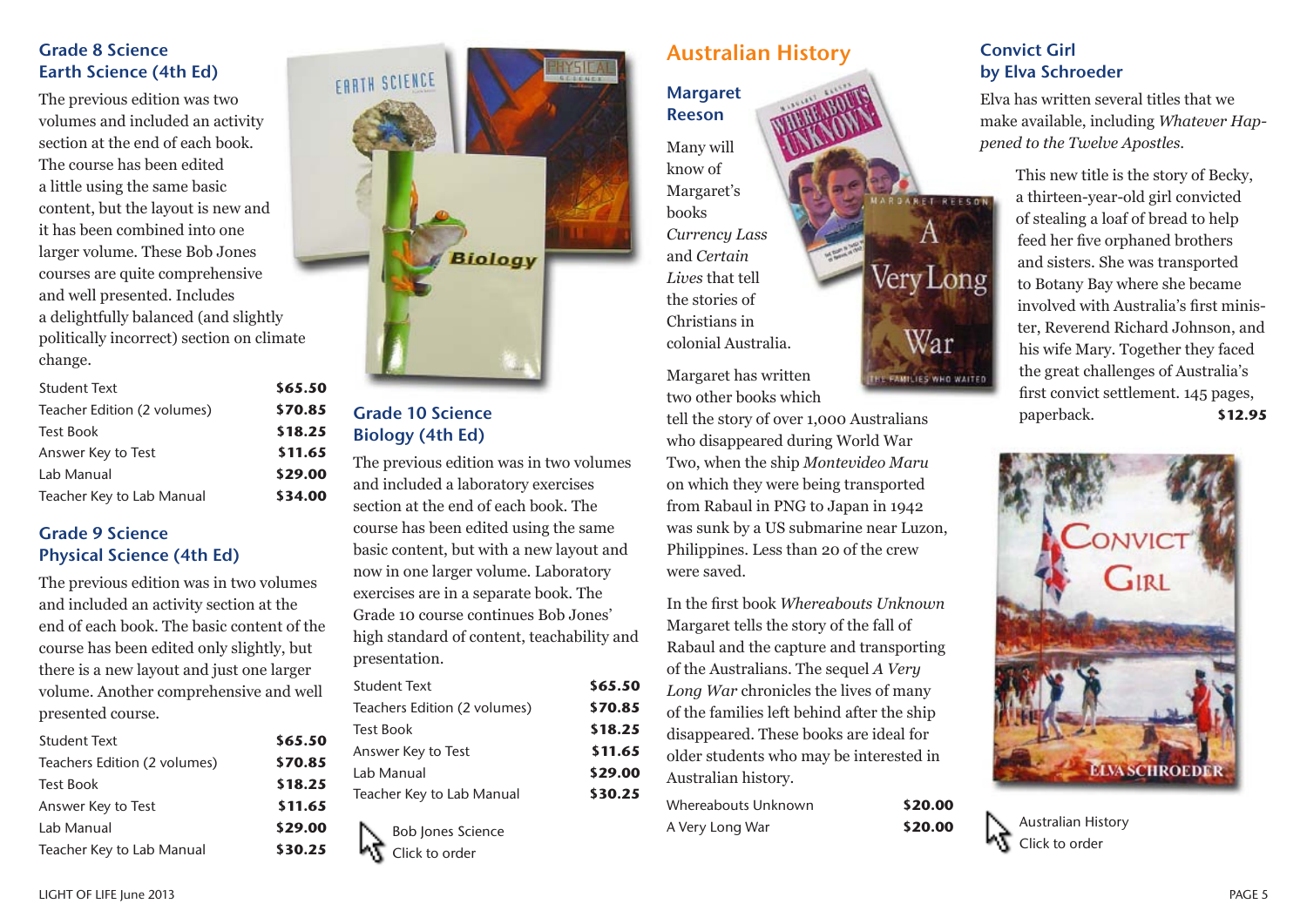## Grade 8 Science
## Earth Science (4th Ed)

The previous edition was two volumes and included an activity section at the end of each book. The course has been edited a little using the same basic content, but the layout is new and it has been combined into one larger volume. These Bob Jones courses are quite comprehensive and well presented. Includes a delightfully balanced (and slightly politically incorrect) section on climate change.

| | |
|---|---|
| Student Text | **$65.50** |
| Teacher Edition (2 volumes) | **$70.85** |
| Test Book | **$18.25** |
| Answer Key to Test | **$11.65** |
| Lab Manual | **$29.00** |
| Teacher Key to Lab Manual | **$34.00** |

## Grade 9 Science
## Physical Science (4th Ed)

The previous edition was in two volumes and included an activity section at the end of each book. The basic content of the course has been edited only slightly, but there is a new layout and just one larger volume. Another comprehensive and well presented course.

| | |
|---|---|
| Student Text | **$65.50** |
| Teachers Edition (2 volumes) | **$70.85** |
| Test Book | **$18.25** |
| Answer Key to Test | **$11.65** |
| Lab Manual | **$29.00** |
| Teacher Key to Lab Manual | **$30.25** |

## Grade 10 Science
## Biology (4th Ed)

The previous edition was in two volumes and included a laboratory exercises section at the end of each book. The course has been edited using the same basic content, but with a new layout and now in one larger volume. Laboratory exercises are in a separate book. The Grade 10 course continues Bob Jones' high standard of content, teachability and presentation.

| | |
|---|---|
| Student Text | **$65.50** |
| Teachers Edition (2 volumes) | **$70.85** |
| Test Book | **$18.25** |
| Answer Key to Test | **$11.65** |
| Lab Manual | **$29.00** |
| Teacher Key to Lab Manual | **$30.25** |

Bob Jones Science
Click to order

# Australian History

## Margaret Reeson

Many will know of Margaret's books *Currency Lass* and *Certain Lives* that tell the stories of Christians in colonial Australia.

Margaret has written two other books which tell the story of over 1,000 Australians who disappeared during World War Two, when the ship *Montevideo Maru* on which they were being transported from Rabaul in PNG to Japan in 1942 was sunk by a US submarine near Luzon, Philippines. Less than 20 of the crew were saved.

In the first book *Whereabouts Unknown* Margaret tells the story of the fall of Rabaul and the capture and transporting of the Australians. The sequel *A Very Long War* chronicles the lives of many of the families left behind after the ship disappeared. These books are ideal for older students who may be interested in Australian history.

| | |
|---|---|
| Whereabouts Unknown | **$20.00** |
| A Very Long War | **$20.00** |

## Convict Girl
## by Elva Schroeder

Elva has written several titles that we make available, including *Whatever Happened to the Twelve Apostles.*

This new title is the story of Becky, a thirteen-year-old girl convicted of stealing a loaf of bread to help feed her five orphaned brothers and sisters. She was transported to Botany Bay where she became involved with Australia's first minister, Reverend Richard Johnson, and his wife Mary. Together they faced the great challenges of Australia's first convict settlement. 145 pages, paperback. **$12.95**

Australian History
Click to order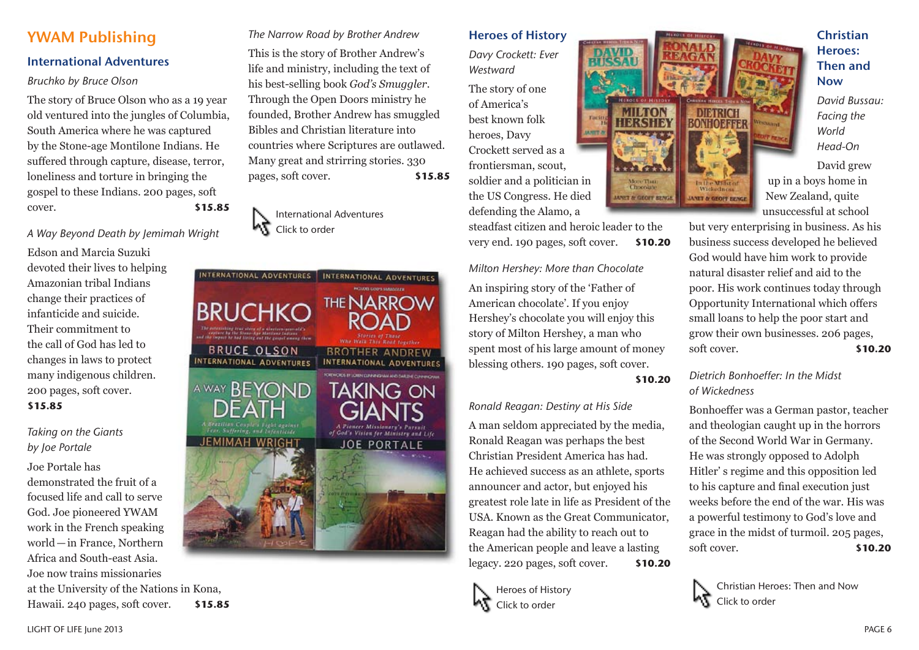## YWAM Publishing

### International Adventures

*Bruchko by Bruce Olson*

The story of Bruce Olson who as a 19 year old ventured into the jungles of Columbia, South America where he was captured by the Stone-age Montilone Indians. He suffered through capture, disease, terror, loneliness and torture in bringing the gospel to these Indians. 200 pages, soft cover. **$15.85**

*A Way Beyond Death by Jemimah Wright*

Edson and Marcia Suzuki devoted their lives to helping Amazonian tribal Indians change their practices of infanticide and suicide. Their commitment to the call of God has led to changes in laws to protect many indigenous children. 200 pages, soft cover. **$15.85**

*Taking on the Giants by Joe Portale*

Joe Portale has demonstrated the fruit of a focused life and call to serve God. Joe pioneered YWAM work in the French speaking world—in France, Northern Africa and South-east Asia. Joe now trains missionaries at the University of the Nations in Kona, Hawaii. 240 pages, soft cover. **$15.85**

*The Narrow Road by Brother Andrew*

This is the story of Brother Andrew's life and ministry, including the text of his best-selling book *God's Smuggler*. Through the Open Doors ministry he founded, Brother Andrew has smuggled Bibles and Christian literature into countries where Scriptures are outlawed. Many great and strirring stories. 330 pages, soft cover. **$15.85**

International Adventures
Click to order

### Heroes of History

*Davy Crockett: Ever Westward*

The story of one of America's best known folk heroes, Davy Crockett served as a frontiersman, scout, soldier and a politician in the US Congress. He died defending the Alamo, a steadfast citizen and heroic leader to the very end. 190 pages, soft cover. **$10.20**

*Milton Hershey: More than Chocolate*

An inspiring story of the 'Father of American chocolate'. If you enjoy Hershey's chocolate you will enjoy this story of Milton Hershey, a man who spent most of his large amount of money blessing others. 190 pages, soft cover. **$10.20**

*Ronald Reagan: Destiny at His Side*

A man seldom appreciated by the media, Ronald Reagan was perhaps the best Christian President America has had. He achieved success as an athlete, sports announcer and actor, but enjoyed his greatest role late in life as President of the USA. Known as the Great Communicator, Reagan had the ability to reach out to the American people and leave a lasting legacy. 220 pages, soft cover. **$10.20**

Heroes of History
Click to order

### Christian Heroes: Then and Now

*David Bussau: Facing the World Head-On*

David grew up in a boys home in New Zealand, quite unsuccessful at school but very enterprising in business. As his business success developed he believed God would have him work to provide natural disaster relief and aid to the poor. His work continues today through Opportunity International which offers small loans to help the poor start and grow their own businesses. 206 pages, soft cover. **$10.20**

*Dietrich Bonhoeffer: In the Midst of Wickedness*

Bonhoeffer was a German pastor, teacher and theologian caught up in the horrors of the Second World War in Germany. He was strongly opposed to Adolph Hitler' s regime and this opposition led to his capture and final execution just weeks before the end of the war. His was a powerful testimony to God's love and grace in the midst of turmoil. 205 pages, soft cover. **$10.20**

Christian Heroes: Then and Now
Click to order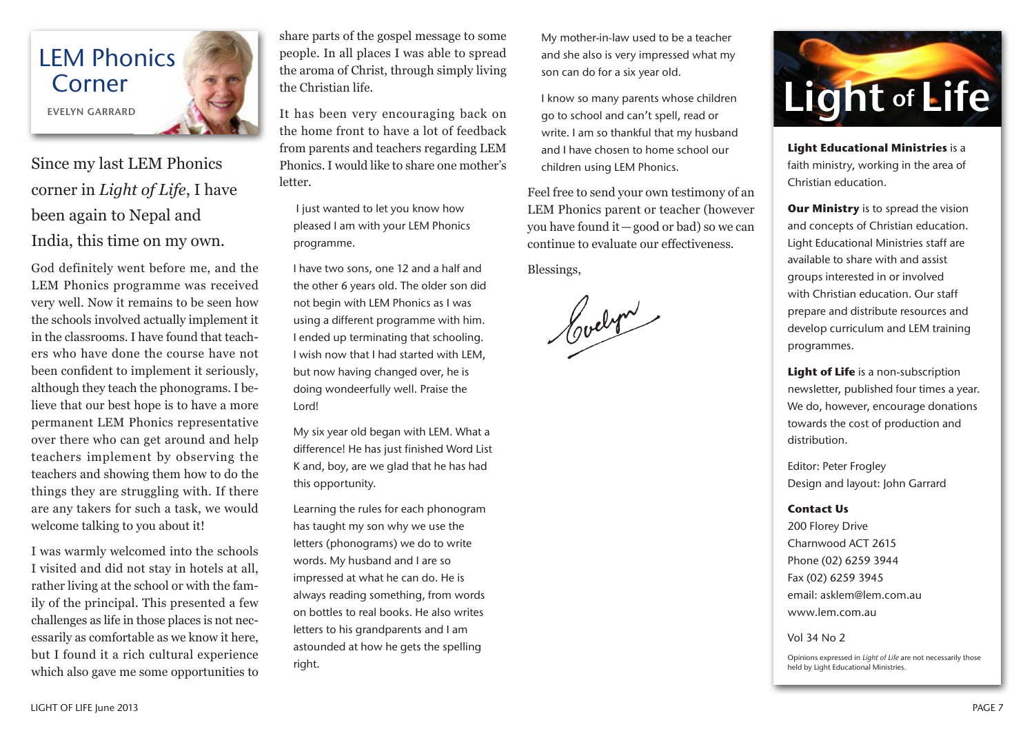# LEM Phonics Corner

EVELYN GARRARD

Since my last LEM Phonics corner in *Light of Life*, I have been again to Nepal and India, this time on my own.

God definitely went before me, and the LEM Phonics programme was received very well. Now it remains to be seen how the schools involved actually implement it in the classrooms. I have found that teachers who have done the course have not been confident to implement it seriously, although they teach the phonograms. I believe that our best hope is to have a more permanent LEM Phonics representative over there who can get around and help teachers implement by observing the teachers and showing them how to do the things they are struggling with. If there are any takers for such a task, we would welcome talking to you about it!

I was warmly welcomed into the schools I visited and did not stay in hotels at all, rather living at the school or with the family of the principal. This presented a few challenges as life in those places is not necessarily as comfortable as we know it here, but I found it a rich cultural experience which also gave me some opportunities to share parts of the gospel message to some people. In all places I was able to spread the aroma of Christ, through simply living the Christian life.

It has been very encouraging back on the home front to have a lot of feedback from parents and teachers regarding LEM Phonics. I would like to share one mother's letter.

> I just wanted to let you know how pleased I am with your LEM Phonics programme.
>
> I have two sons, one 12 and a half and the other 6 years old. The older son did not begin with LEM Phonics as I was using a different programme with him. I ended up terminating that schooling. I wish now that I had started with LEM, but now having changed over, he is doing wondeerfully well. Praise the Lord!
>
> My six year old began with LEM. What a difference! He has just finished Word List K and, boy, are we glad that he has had this opportunity.
>
> Learning the rules for each phonogram has taught my son why we use the letters (phonograms) we do to write words. My husband and I are so impressed at what he can do. He is always reading something, from words on bottles to real books. He also writes letters to his grandparents and I am astounded at how he gets the spelling right.
>
> My mother-in-law used to be a teacher and she also is very impressed what my son can do for a six year old.
>
> I know so many parents whose children go to school and can't spell, read or write. I am so thankful that my husband and I have chosen to home school our children using LEM Phonics.

Feel free to send your own testimony of an LEM Phonics parent or teacher (however you have found it — good or bad) so we can continue to evaluate our effectiveness.

Blessings,

Evelyn

---

# Light of Life

**Light Educational Ministries** is a faith ministry, working in the area of Christian education.

**Our Ministry** is to spread the vision and concepts of Christian education. Light Educational Ministries staff are available to share with and assist groups interested in or involved with Christian education. Our staff prepare and distribute resources and develop curriculum and LEM training programmes.

**Light of Life** is a non-subscription newsletter, published four times a year. We do, however, encourage donations towards the cost of production and distribution.

Editor: Peter Frogley
Design and layout: John Garrard

**Contact Us**
200 Florey Drive
Charnwood ACT 2615
Phone (02) 6259 3944
Fax (02) 6259 3945
email: asklem@lem.com.au
www.lem.com.au

Vol 34 No 2

Opinions expressed in *Light of Life* are not necessarily those held by Light Educational Ministries.